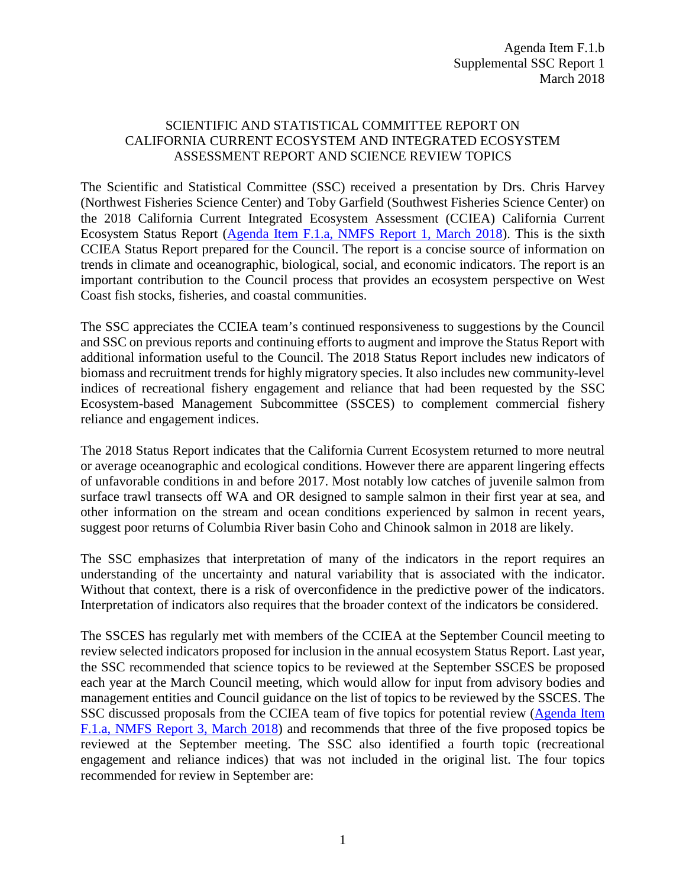Agenda Item F.1.b
Supplemental SSC Report 1
March 2018

# SCIENTIFIC AND STATISTICAL COMMITTEE REPORT ON CALIFORNIA CURRENT ECOSYSTEM AND INTEGRATED ECOSYSTEM ASSESSMENT REPORT AND SCIENCE REVIEW TOPICS

The Scientific and Statistical Committee (SSC) received a presentation by Drs. Chris Harvey (Northwest Fisheries Science Center) and Toby Garfield (Southwest Fisheries Science Center) on the 2018 California Current Integrated Ecosystem Assessment (CCIEA) California Current Ecosystem Status Report (Agenda Item F.1.a, NMFS Report 1, March 2018). This is the sixth CCIEA Status Report prepared for the Council. The report is a concise source of information on trends in climate and oceanographic, biological, social, and economic indicators. The report is an important contribution to the Council process that provides an ecosystem perspective on West Coast fish stocks, fisheries, and coastal communities.

The SSC appreciates the CCIEA team's continued responsiveness to suggestions by the Council and SSC on previous reports and continuing efforts to augment and improve the Status Report with additional information useful to the Council. The 2018 Status Report includes new indicators of biomass and recruitment trends for highly migratory species. It also includes new community-level indices of recreational fishery engagement and reliance that had been requested by the SSC Ecosystem-based Management Subcommittee (SSCES) to complement commercial fishery reliance and engagement indices.

The 2018 Status Report indicates that the California Current Ecosystem returned to more neutral or average oceanographic and ecological conditions. However there are apparent lingering effects of unfavorable conditions in and before 2017. Most notably low catches of juvenile salmon from surface trawl transects off WA and OR designed to sample salmon in their first year at sea, and other information on the stream and ocean conditions experienced by salmon in recent years, suggest poor returns of Columbia River basin Coho and Chinook salmon in 2018 are likely.

The SSC emphasizes that interpretation of many of the indicators in the report requires an understanding of the uncertainty and natural variability that is associated with the indicator. Without that context, there is a risk of overconfidence in the predictive power of the indicators. Interpretation of indicators also requires that the broader context of the indicators be considered.

The SSCES has regularly met with members of the CCIEA at the September Council meeting to review selected indicators proposed for inclusion in the annual ecosystem Status Report. Last year, the SSC recommended that science topics to be reviewed at the September SSCES be proposed each year at the March Council meeting, which would allow for input from advisory bodies and management entities and Council guidance on the list of topics to be reviewed by the SSCES. The SSC discussed proposals from the CCIEA team of five topics for potential review (Agenda Item F.1.a, NMFS Report 3, March 2018) and recommends that three of the five proposed topics be reviewed at the September meeting. The SSC also identified a fourth topic (recreational engagement and reliance indices) that was not included in the original list. The four topics recommended for review in September are: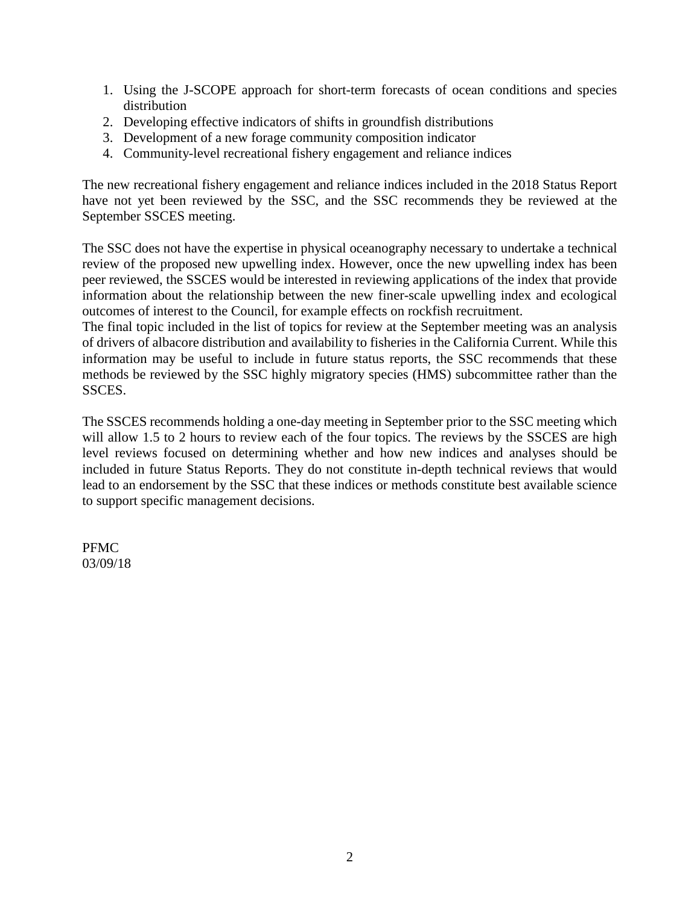1. Using the J-SCOPE approach for short-term forecasts of ocean conditions and species distribution
2. Developing effective indicators of shifts in groundfish distributions
3. Development of a new forage community composition indicator
4. Community-level recreational fishery engagement and reliance indices

The new recreational fishery engagement and reliance indices included in the 2018 Status Report have not yet been reviewed by the SSC, and the SSC recommends they be reviewed at the September SSCES meeting.

The SSC does not have the expertise in physical oceanography necessary to undertake a technical review of the proposed new upwelling index. However, once the new upwelling index has been peer reviewed, the SSCES would be interested in reviewing applications of the index that provide information about the relationship between the new finer-scale upwelling index and ecological outcomes of interest to the Council, for example effects on rockfish recruitment.

The final topic included in the list of topics for review at the September meeting was an analysis of drivers of albacore distribution and availability to fisheries in the California Current. While this information may be useful to include in future status reports, the SSC recommends that these methods be reviewed by the SSC highly migratory species (HMS) subcommittee rather than the SSCES.

The SSCES recommends holding a one-day meeting in September prior to the SSC meeting which will allow 1.5 to 2 hours to review each of the four topics. The reviews by the SSCES are high level reviews focused on determining whether and how new indices and analyses should be included in future Status Reports. They do not constitute in-depth technical reviews that would lead to an endorsement by the SSC that these indices or methods constitute best available science to support specific management decisions.

PFMC
03/09/18